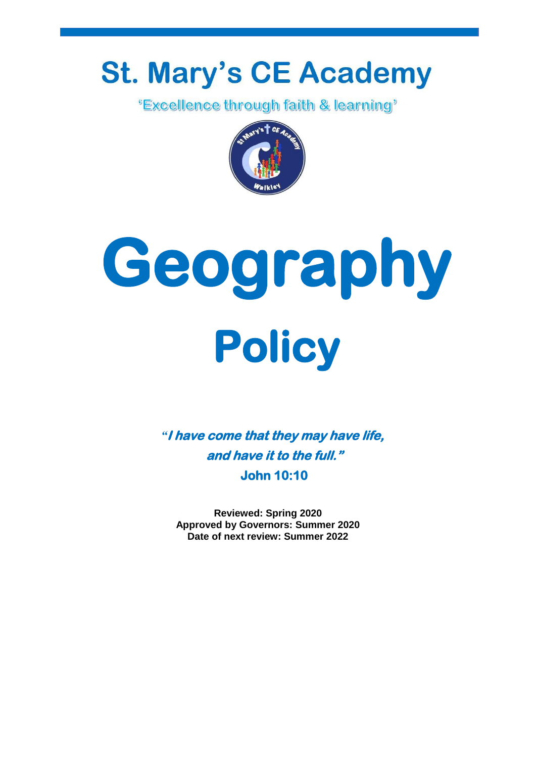# St. Mary's CE Academy

'Excellence through faith & learning'

# Geography

# Policy

***"I have come that they may have life, and have it to the full."***

**John 10:10**

**Reviewed: Spring 2020**
**Approved by Governors: Summer 2020**
**Date of next review: Summer 2022**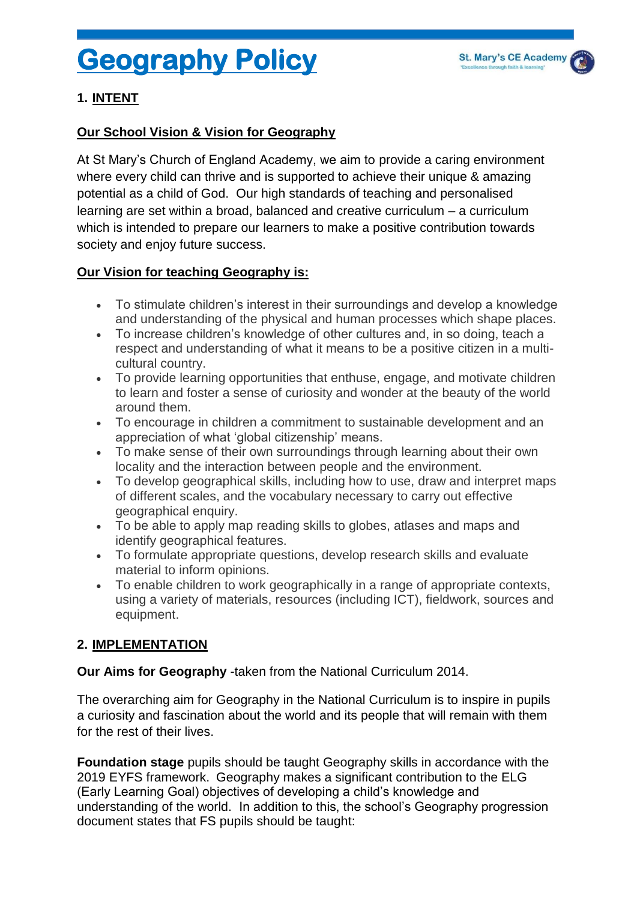# Geography Policy

## 1. INTENT

### Our School Vision & Vision for Geography

At St Mary's Church of England Academy, we aim to provide a caring environment where every child can thrive and is supported to achieve their unique & amazing potential as a child of God. Our high standards of teaching and personalised learning are set within a broad, balanced and creative curriculum – a curriculum which is intended to prepare our learners to make a positive contribution towards society and enjoy future success.

### Our Vision for teaching Geography is:

- To stimulate children's interest in their surroundings and develop a knowledge and understanding of the physical and human processes which shape places.
- To increase children's knowledge of other cultures and, in so doing, teach a respect and understanding of what it means to be a positive citizen in a multi-cultural country.
- To provide learning opportunities that enthuse, engage, and motivate children to learn and foster a sense of curiosity and wonder at the beauty of the world around them.
- To encourage in children a commitment to sustainable development and an appreciation of what 'global citizenship' means.
- To make sense of their own surroundings through learning about their own locality and the interaction between people and the environment.
- To develop geographical skills, including how to use, draw and interpret maps of different scales, and the vocabulary necessary to carry out effective geographical enquiry.
- To be able to apply map reading skills to globes, atlases and maps and identify geographical features.
- To formulate appropriate questions, develop research skills and evaluate material to inform opinions.
- To enable children to work geographically in a range of appropriate contexts, using a variety of materials, resources (including ICT), fieldwork, sources and equipment.

## 2. IMPLEMENTATION

**Our Aims for Geography** -taken from the National Curriculum 2014.

The overarching aim for Geography in the National Curriculum is to inspire in pupils a curiosity and fascination about the world and its people that will remain with them for the rest of their lives.

**Foundation stage** pupils should be taught Geography skills in accordance with the 2019 EYFS framework. Geography makes a significant contribution to the ELG (Early Learning Goal) objectives of developing a child's knowledge and understanding of the world. In addition to this, the school's Geography progression document states that FS pupils should be taught: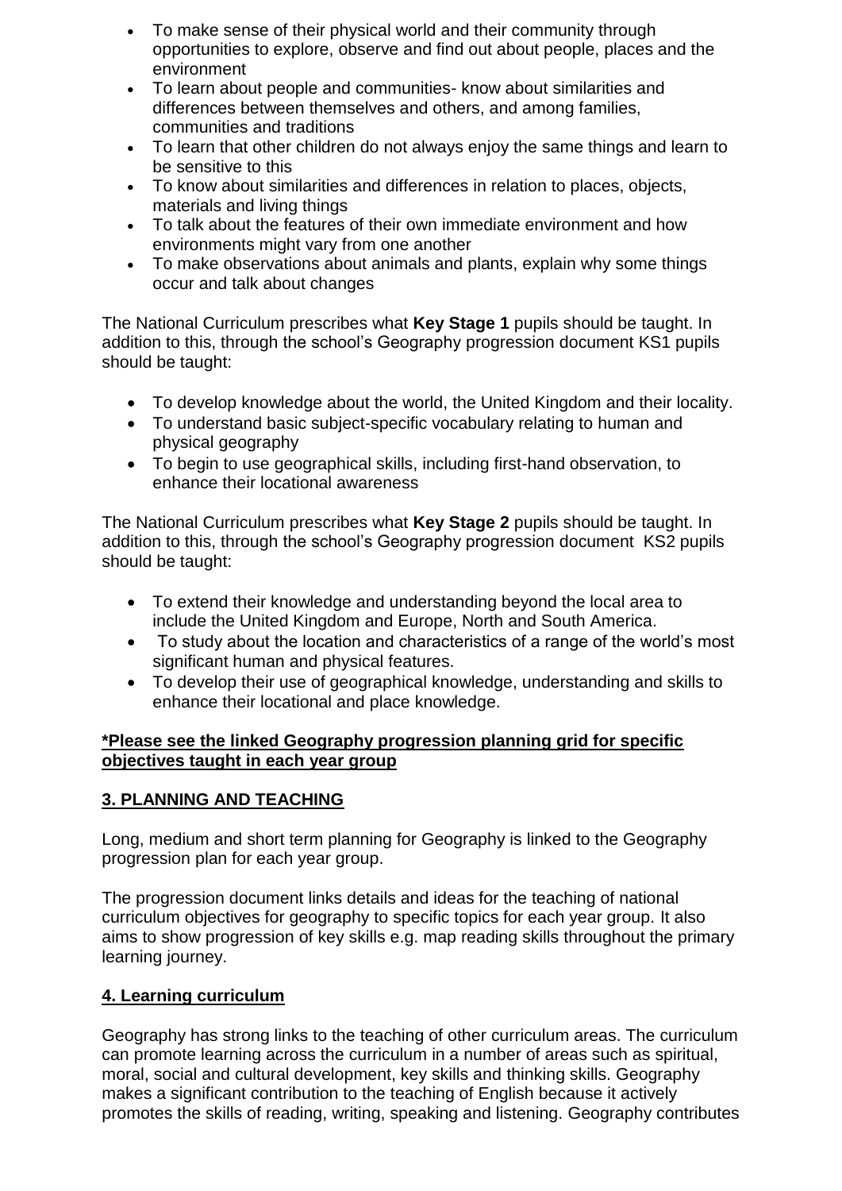- To make sense of their physical world and their community through opportunities to explore, observe and find out about people, places and the environment
- To learn about people and communities- know about similarities and differences between themselves and others, and among families, communities and traditions
- To learn that other children do not always enjoy the same things and learn to be sensitive to this
- To know about similarities and differences in relation to places, objects, materials and living things
- To talk about the features of their own immediate environment and how environments might vary from one another
- To make observations about animals and plants, explain why some things occur and talk about changes

The National Curriculum prescribes what **Key Stage 1** pupils should be taught. In addition to this, through the school's Geography progression document KS1 pupils should be taught:

- To develop knowledge about the world, the United Kingdom and their locality.
- To understand basic subject-specific vocabulary relating to human and physical geography
- To begin to use geographical skills, including first-hand observation, to enhance their locational awareness

The National Curriculum prescribes what **Key Stage 2** pupils should be taught. In addition to this, through the school's Geography progression document KS2 pupils should be taught:

- To extend their knowledge and understanding beyond the local area to include the United Kingdom and Europe, North and South America.
- To study about the location and characteristics of a range of the world's most significant human and physical features.
- To develop their use of geographical knowledge, understanding and skills to enhance their locational and place knowledge.

**<u>*Please see the linked Geography progression planning grid for specific objectives taught in each year group</u>**

## 3. PLANNING AND TEACHING

Long, medium and short term planning for Geography is linked to the Geography progression plan for each year group.

The progression document links details and ideas for the teaching of national curriculum objectives for geography to specific topics for each year group. It also aims to show progression of key skills e.g. map reading skills throughout the primary learning journey.

## 4. Learning curriculum

Geography has strong links to the teaching of other curriculum areas. The curriculum can promote learning across the curriculum in a number of areas such as spiritual, moral, social and cultural development, key skills and thinking skills. Geography makes a significant contribution to the teaching of English because it actively promotes the skills of reading, writing, speaking and listening. Geography contributes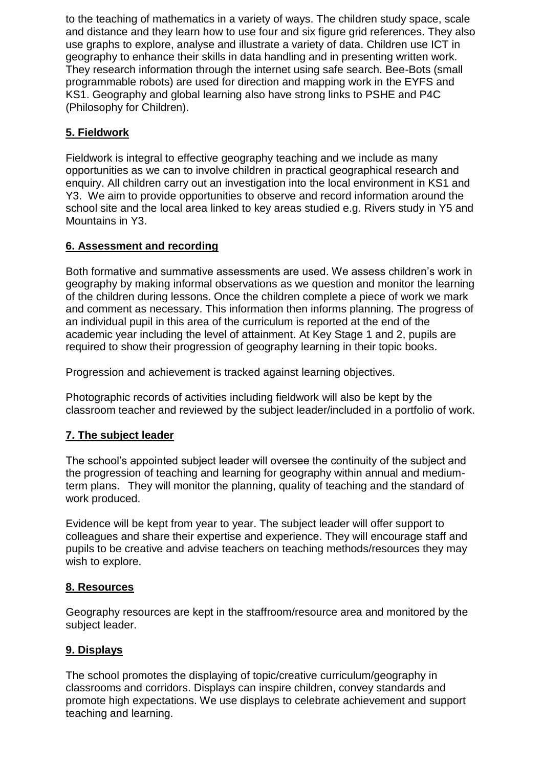to the teaching of mathematics in a variety of ways. The children study space, scale and distance and they learn how to use four and six figure grid references. They also use graphs to explore, analyse and illustrate a variety of data. Children use ICT in geography to enhance their skills in data handling and in presenting written work. They research information through the internet using safe search. Bee-Bots (small programmable robots) are used for direction and mapping work in the EYFS and KS1. Geography and global learning also have strong links to PSHE and P4C (Philosophy for Children).

## 5. Fieldwork

Fieldwork is integral to effective geography teaching and we include as many opportunities as we can to involve children in practical geographical research and enquiry. All children carry out an investigation into the local environment in KS1 and Y3. We aim to provide opportunities to observe and record information around the school site and the local area linked to key areas studied e.g. Rivers study in Y5 and Mountains in Y3.

## 6. Assessment and recording

Both formative and summative assessments are used. We assess children's work in geography by making informal observations as we question and monitor the learning of the children during lessons. Once the children complete a piece of work we mark and comment as necessary. This information then informs planning. The progress of an individual pupil in this area of the curriculum is reported at the end of the academic year including the level of attainment. At Key Stage 1 and 2, pupils are required to show their progression of geography learning in their topic books.

Progression and achievement is tracked against learning objectives.

Photographic records of activities including fieldwork will also be kept by the classroom teacher and reviewed by the subject leader/included in a portfolio of work.

## 7. The subject leader

The school's appointed subject leader will oversee the continuity of the subject and the progression of teaching and learning for geography within annual and medium-term plans. They will monitor the planning, quality of teaching and the standard of work produced.

Evidence will be kept from year to year. The subject leader will offer support to colleagues and share their expertise and experience. They will encourage staff and pupils to be creative and advise teachers on teaching methods/resources they may wish to explore.

## 8. Resources

Geography resources are kept in the staffroom/resource area and monitored by the subject leader.

## 9. Displays

The school promotes the displaying of topic/creative curriculum/geography in classrooms and corridors. Displays can inspire children, convey standards and promote high expectations. We use displays to celebrate achievement and support teaching and learning.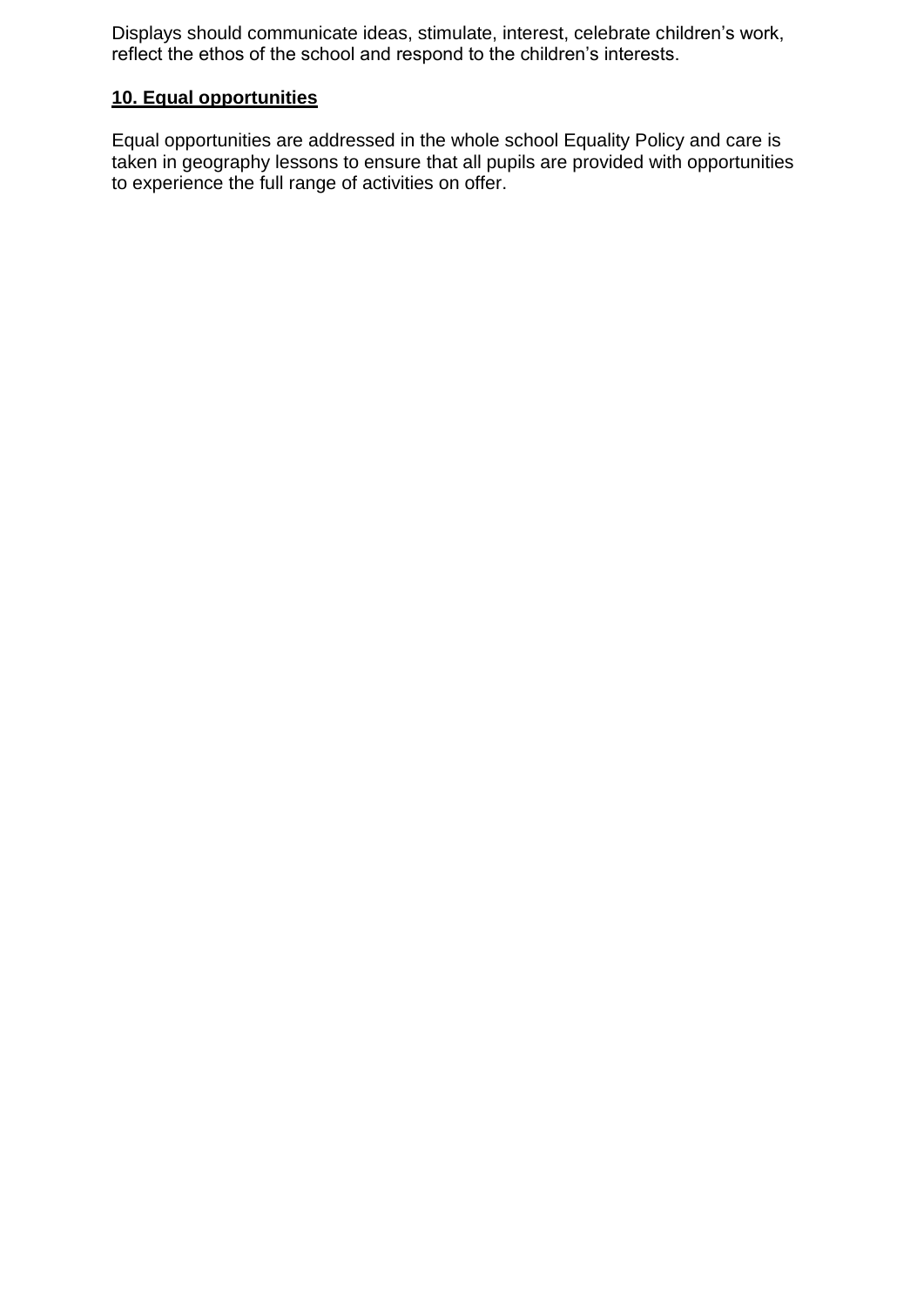Displays should communicate ideas, stimulate, interest, celebrate children's work, reflect the ethos of the school and respond to the children's interests.

## 10. Equal opportunities

Equal opportunities are addressed in the whole school Equality Policy and care is taken in geography lessons to ensure that all pupils are provided with opportunities to experience the full range of activities on offer.